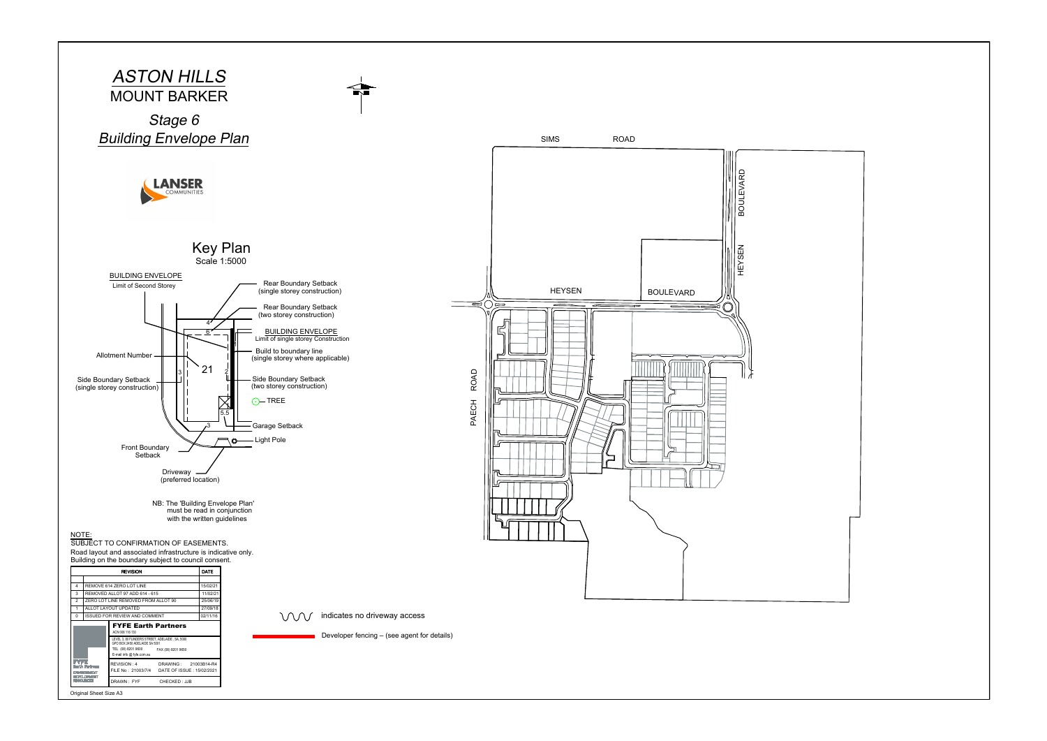# *ASTON HILLS*
## MOUNT BARKER

### *Stage 6*
### *Building Envelope Plan*

LANSER COMMUNITIES

## Key Plan
Scale 1:5000

BUILDING ENVELOPE
Limit of Second Storey

Rear Boundary Setback (single storey construction)

Rear Boundary Setback (two storey construction)

BUILDING ENVELOPE
Limit of single storey Construction

Build to boundary line (single storey where applicable)

Allotment Number

Side Boundary Setback (single storey construction)

Side Boundary Setback (two storey construction)

TREE

Garage Setback

Light Pole

Front Boundary Setback

Driveway (preferred location)

NB: The 'Building Envelope Plan' must be read in conjunction with the written guidelines

NOTE:
SUBJECT TO CONFIRMATION OF EASEMENTS.
Road layout and associated infrastructure is indicative only.
Building on the boundary subject to council consent.

| | REVISION | DATE |
|---|---|---|
| 4 | REMOVE 614 ZERO LOT LINE | 15/02/21 |
| 3 | REMOVED ALLOT 97 ADD 614 - 615 | 11/02/21 |
| 2 | ZERO LOT LINE REMOVED FROM ALLOT 90 | 25/06/19 |
| 1 | ALLOT LAYOUT UPDATED | 27/09/18 |
| 0 | ISSUED FOR REVIEW AND COMMENT | 02/11/16 |

**FYFE Earth Partners**
ACN 008 116 130
LEVEL 3, 80 FLINDERS STREET, ADELAIDE , SA, 5000
GPO BOX 2450 ADELAIDE SA 5001
TEL. (08) 8201 9600 FAX (08) 8201 9650
E-mail info @ fyfe.com.au

REVISION : 4 DRAWING : 21003B14-R4
FILE No : 21003/7/4 DATE OF ISSUE : 15/02/2021
DRAWN : FYF CHECKED : JJB

Original Sheet Size A3

SIMS ROAD

HEYSEN BOULEVARD

PAECH ROAD

indicates no driveway access

Developer fencing – (see agent for details)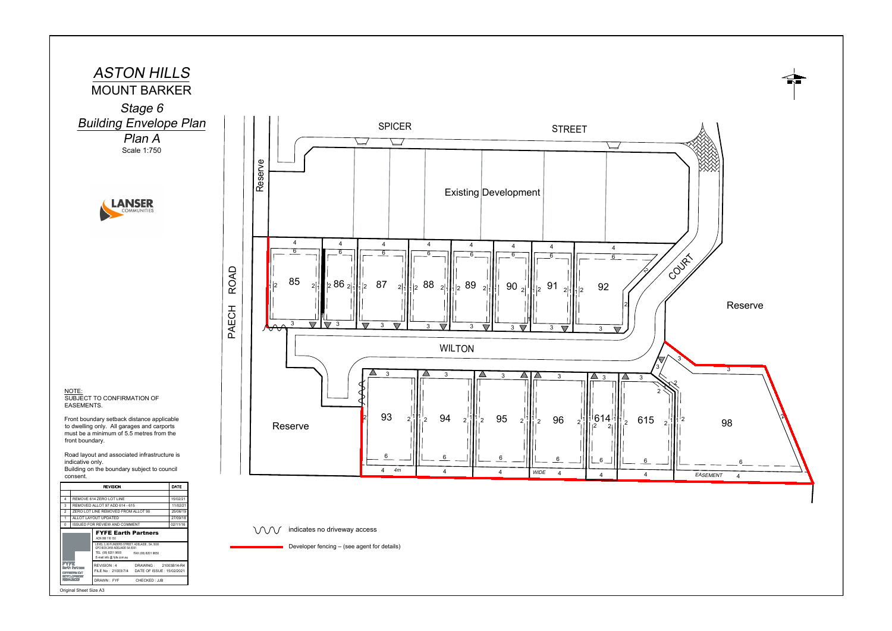# *ASTON HILLS*

## MOUNT BARKER

### *Stage 6*
### *Building Envelope Plan*
### *Plan A*

Scale 1:750

LANSER COMMUNITIES

NOTE:
SUBJECT TO CONFIRMATION OF EASEMENTS.

Front boundary setback distance applicable to dwelling only. All garages and carports must be a minimum of 5.5 metres from the front boundary.

Road layout and associated infrastructure is indicative only.
Building on the boundary subject to council consent.

| | REVISION | DATE |
|---|---|---|
| 4 | REMOVE 614 ZERO LOT LINE | 15/02/21 |
| 3 | REMOVED ALLOT 97 ADD 614 - 615 | 11/02/21 |
| 2 | ZERO LOT LINE REMOVED FROM ALLOT 90 | 25/06/19 |
| 1 | ALLOT LAYOUT UPDATED | 27/09/18 |
| 0 | ISSUED FOR REVIEW AND COMMENT | 02/11/16 |

**FYFE Earth Partners**
ACN 008 116 130
LEVEL 3, 80 FLINDERS STREET, ADELAIDE, SA, 5000
GPO BOX 2450 ADELAIDE SA 5001
TEL (08) 8201 9600 FAX (08) 8201 9650
E-mail info @ fyfe.com.au

REVISION : 4 DRAWING : 21003B14-R4
FILE No : 21003/7/4 DATE OF ISSUE : 15/02/2021
DRAWN : FYF CHECKED : JJB

Original Sheet Size A3

SPICER STREET
COURT
WILTON
PAECH ROAD
Reserve
Existing Development
Reserve
Reserve

85 86 87 88 89 90 91 92
93 94 95 96 614 615 98

4m
WIDE
EASEMENT

indicates no driveway access

Developer fencing – (see agent for details)